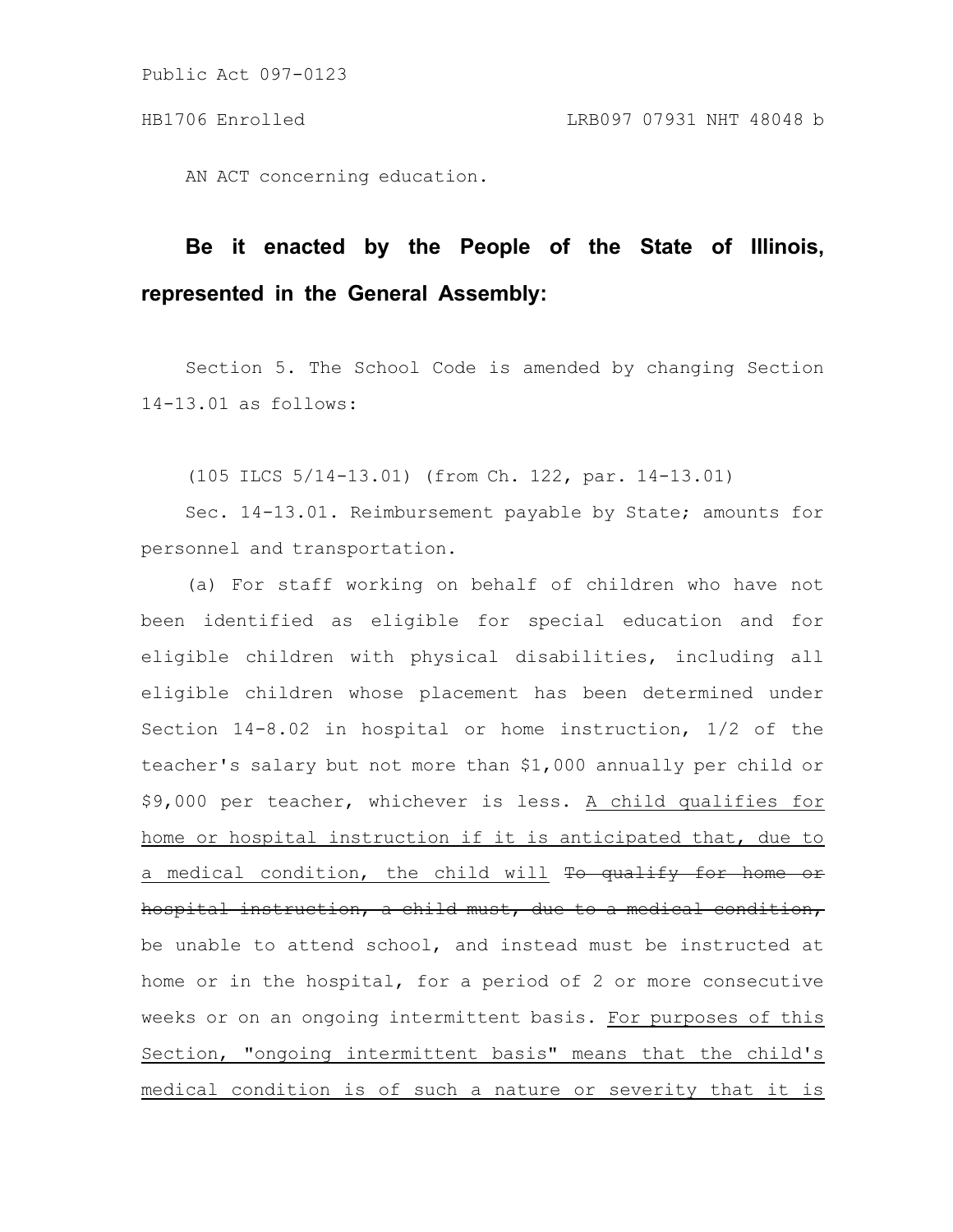AN ACT concerning education.

**Be it enacted by the People of the State of Illinois, represented in the General Assembly:**

Section 5. The School Code is amended by changing Section 14-13.01 as follows:

(105 ILCS 5/14-13.01) (from Ch. 122, par. 14-13.01)

Sec. 14-13.01. Reimbursement payable by State; amounts for personnel and transportation.

(a) For staff working on behalf of children who have not been identified as eligible for special education and for eligible children with physical disabilities, including all eligible children whose placement has been determined under Section 14-8.02 in hospital or home instruction, 1/2 of the teacher's salary but not more than $1,000 annually per child or $9,000 per teacher, whichever is less. <u>A child qualifies for home or hospital instruction if it is anticipated that, due to a medical condition, the child will</u> ~~To qualify for home or hospital instruction, a child must, due to a medical condition,~~ be unable to attend school, and instead must be instructed at home or in the hospital, for a period of 2 or more consecutive weeks or on an ongoing intermittent basis. <u>For purposes of this Section, "ongoing intermittent basis" means that the child's medical condition is of such a nature or severity that it is</u>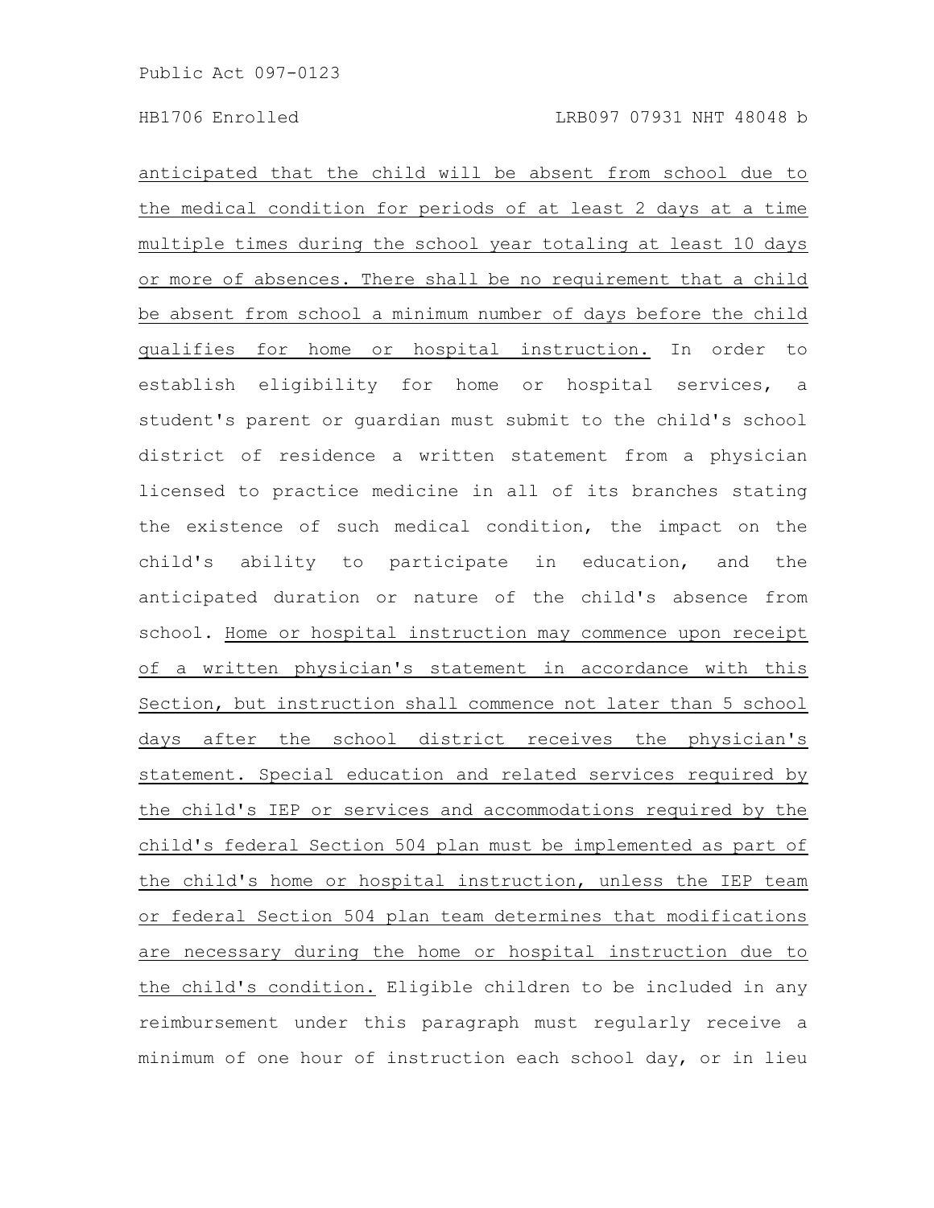anticipated that the child will be absent from school due to the medical condition for periods of at least 2 days at a time multiple times during the school year totaling at least 10 days or more of absences. There shall be no requirement that a child be absent from school a minimum number of days before the child qualifies for home or hospital instruction. In order to establish eligibility for home or hospital services, a student's parent or guardian must submit to the child's school district of residence a written statement from a physician licensed to practice medicine in all of its branches stating the existence of such medical condition, the impact on the child's ability to participate in education, and the anticipated duration or nature of the child's absence from school. Home or hospital instruction may commence upon receipt of a written physician's statement in accordance with this Section, but instruction shall commence not later than 5 school days after the school district receives the physician's statement. Special education and related services required by the child's IEP or services and accommodations required by the child's federal Section 504 plan must be implemented as part of the child's home or hospital instruction, unless the IEP team or federal Section 504 plan team determines that modifications are necessary during the home or hospital instruction due to the child's condition. Eligible children to be included in any reimbursement under this paragraph must regularly receive a minimum of one hour of instruction each school day, or in lieu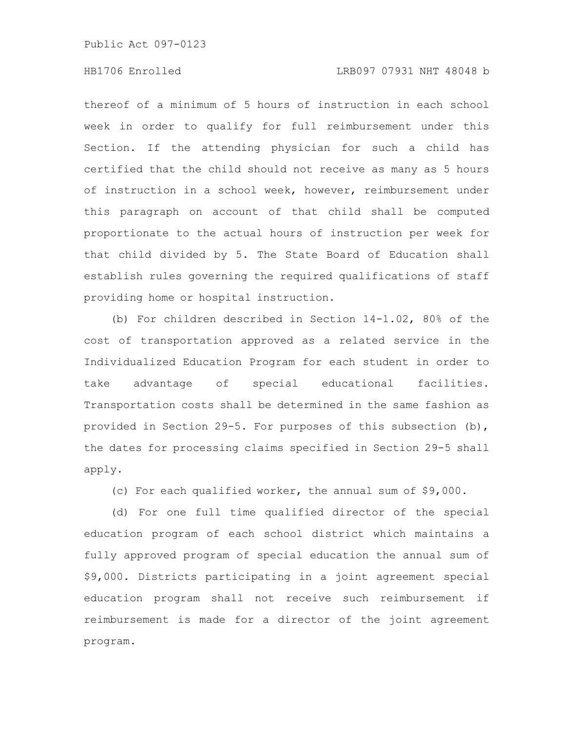thereof of a minimum of 5 hours of instruction in each school week in order to qualify for full reimbursement under this Section. If the attending physician for such a child has certified that the child should not receive as many as 5 hours of instruction in a school week, however, reimbursement under this paragraph on account of that child shall be computed proportionate to the actual hours of instruction per week for that child divided by 5. The State Board of Education shall establish rules governing the required qualifications of staff providing home or hospital instruction.

(b) For children described in Section 14-1.02, 80% of the cost of transportation approved as a related service in the Individualized Education Program for each student in order to take advantage of special educational facilities. Transportation costs shall be determined in the same fashion as provided in Section 29-5. For purposes of this subsection (b), the dates for processing claims specified in Section 29-5 shall apply.

(c) For each qualified worker, the annual sum of $9,000.

(d) For one full time qualified director of the special education program of each school district which maintains a fully approved program of special education the annual sum of $9,000. Districts participating in a joint agreement special education program shall not receive such reimbursement if reimbursement is made for a director of the joint agreement program.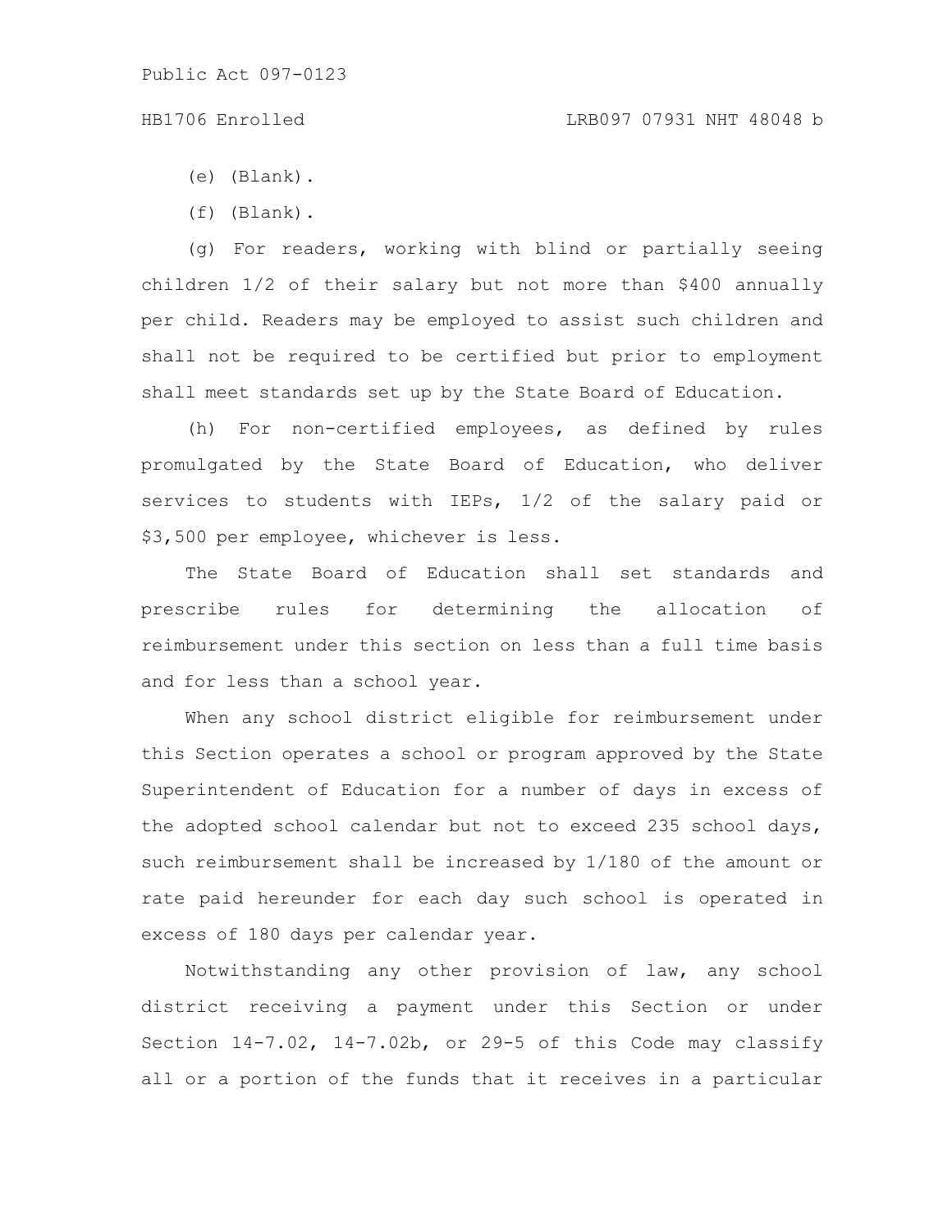(e) (Blank).

(f) (Blank).

(g) For readers, working with blind or partially seeing children 1/2 of their salary but not more than $400 annually per child. Readers may be employed to assist such children and shall not be required to be certified but prior to employment shall meet standards set up by the State Board of Education.

(h) For non-certified employees, as defined by rules promulgated by the State Board of Education, who deliver services to students with IEPs, 1/2 of the salary paid or $3,500 per employee, whichever is less.

The State Board of Education shall set standards and prescribe rules for determining the allocation of reimbursement under this section on less than a full time basis and for less than a school year.

When any school district eligible for reimbursement under this Section operates a school or program approved by the State Superintendent of Education for a number of days in excess of the adopted school calendar but not to exceed 235 school days, such reimbursement shall be increased by 1/180 of the amount or rate paid hereunder for each day such school is operated in excess of 180 days per calendar year.

Notwithstanding any other provision of law, any school district receiving a payment under this Section or under Section 14-7.02, 14-7.02b, or 29-5 of this Code may classify all or a portion of the funds that it receives in a particular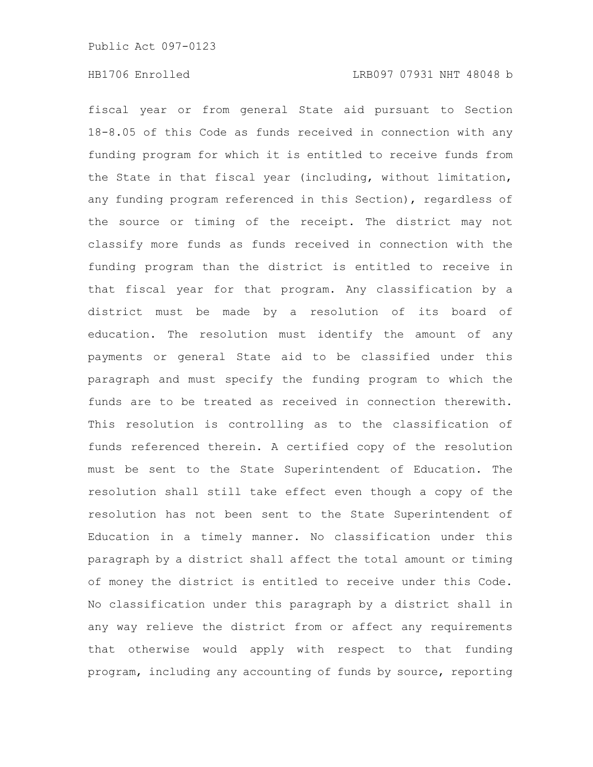fiscal year or from general State aid pursuant to Section 18-8.05 of this Code as funds received in connection with any funding program for which it is entitled to receive funds from the State in that fiscal year (including, without limitation, any funding program referenced in this Section), regardless of the source or timing of the receipt. The district may not classify more funds as funds received in connection with the funding program than the district is entitled to receive in that fiscal year for that program. Any classification by a district must be made by a resolution of its board of education. The resolution must identify the amount of any payments or general State aid to be classified under this paragraph and must specify the funding program to which the funds are to be treated as received in connection therewith. This resolution is controlling as to the classification of funds referenced therein. A certified copy of the resolution must be sent to the State Superintendent of Education. The resolution shall still take effect even though a copy of the resolution has not been sent to the State Superintendent of Education in a timely manner. No classification under this paragraph by a district shall affect the total amount or timing of money the district is entitled to receive under this Code. No classification under this paragraph by a district shall in any way relieve the district from or affect any requirements that otherwise would apply with respect to that funding program, including any accounting of funds by source, reporting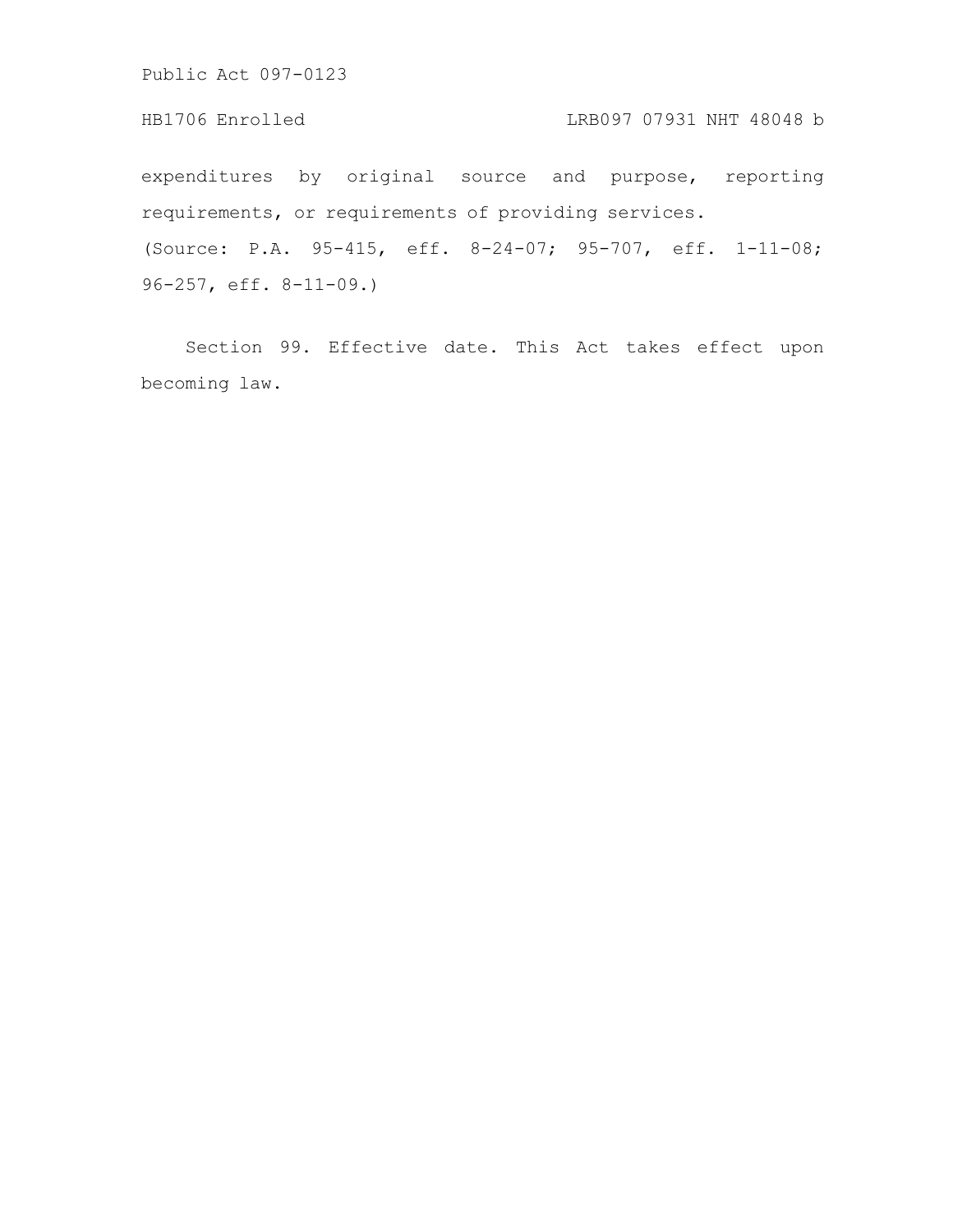expenditures by original source and purpose, reporting requirements, or requirements of providing services.

(Source: P.A. 95-415, eff. 8-24-07; 95-707, eff. 1-11-08; 96-257, eff. 8-11-09.)

Section 99. Effective date. This Act takes effect upon becoming law.